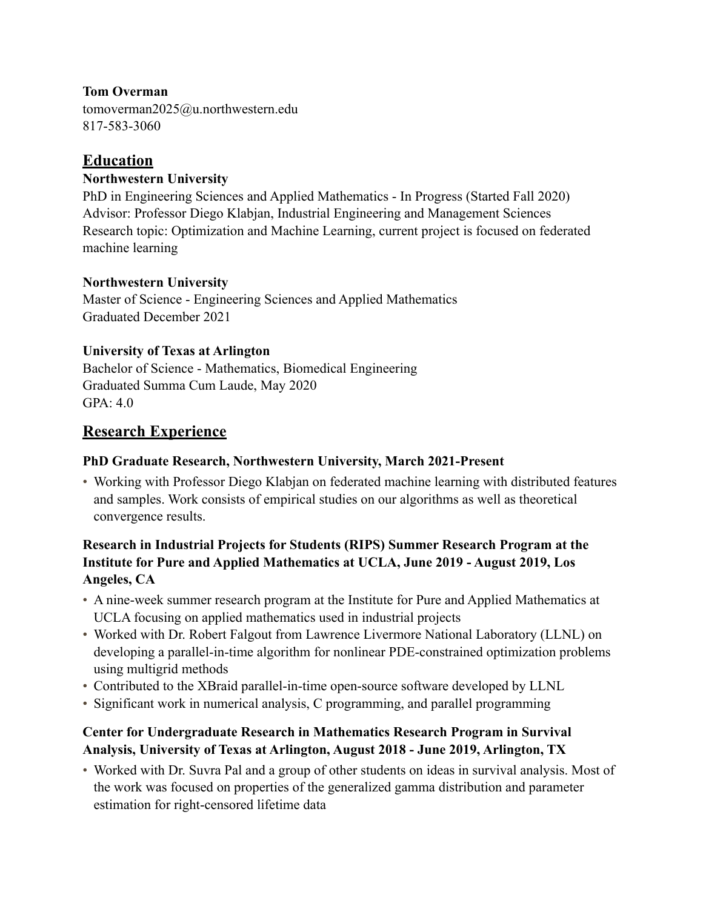**Tom Overman**
tomoverman2025@u.northwestern.edu
817-583-3060

## Education

**Northwestern University**
PhD in Engineering Sciences and Applied Mathematics - In Progress (Started Fall 2020)
Advisor: Professor Diego Klabjan, Industrial Engineering and Management Sciences
Research topic: Optimization and Machine Learning, current project is focused on federated machine learning

**Northwestern University**
Master of Science - Engineering Sciences and Applied Mathematics
Graduated December 2021

**University of Texas at Arlington**
Bachelor of Science - Mathematics, Biomedical Engineering
Graduated Summa Cum Laude, May 2020
GPA: 4.0

## Research Experience

**PhD Graduate Research, Northwestern University, March 2021-Present**

- Working with Professor Diego Klabjan on federated machine learning with distributed features and samples. Work consists of empirical studies on our algorithms as well as theoretical convergence results.

**Research in Industrial Projects for Students (RIPS) Summer Research Program at the Institute for Pure and Applied Mathematics at UCLA, June 2019 - August 2019, Los Angeles, CA**

- A nine-week summer research program at the Institute for Pure and Applied Mathematics at UCLA focusing on applied mathematics used in industrial projects
- Worked with Dr. Robert Falgout from Lawrence Livermore National Laboratory (LLNL) on developing a parallel-in-time algorithm for nonlinear PDE-constrained optimization problems using multigrid methods
- Contributed to the XBraid parallel-in-time open-source software developed by LLNL
- Significant work in numerical analysis, C programming, and parallel programming

**Center for Undergraduate Research in Mathematics Research Program in Survival Analysis, University of Texas at Arlington, August 2018 - June 2019, Arlington, TX**

- Worked with Dr. Suvra Pal and a group of other students on ideas in survival analysis. Most of the work was focused on properties of the generalized gamma distribution and parameter estimation for right-censored lifetime data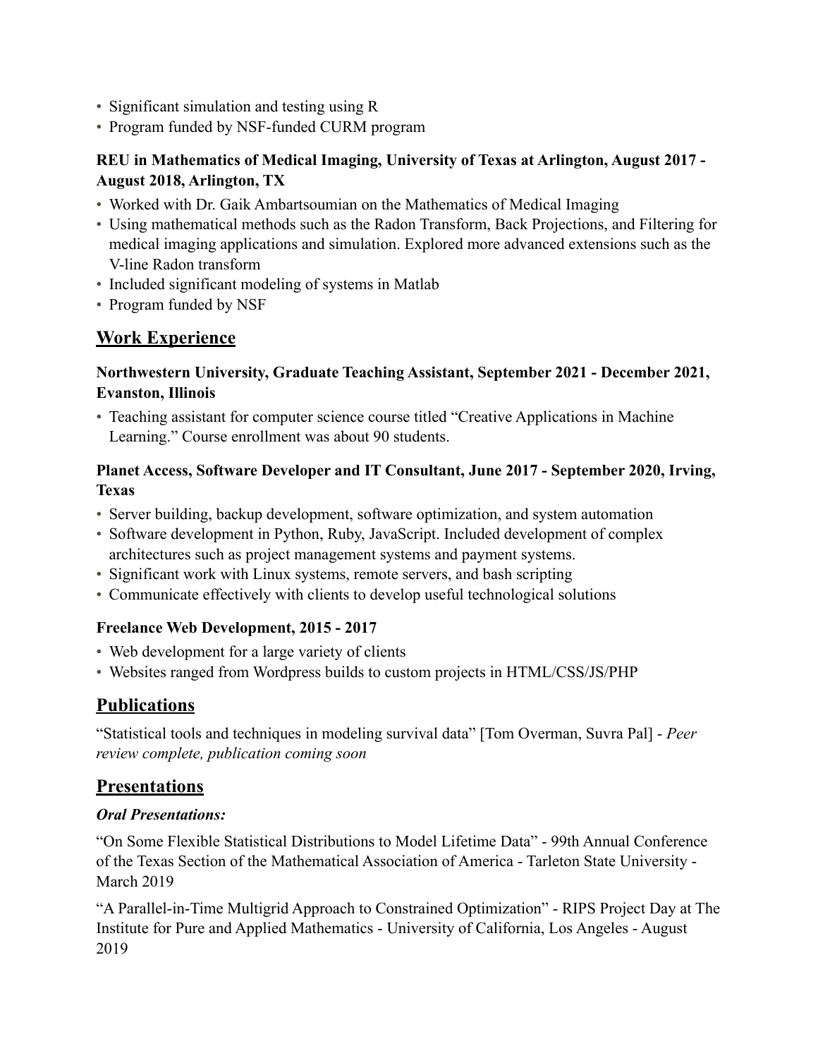- Significant simulation and testing using R
- Program funded by NSF-funded CURM program

**REU in Mathematics of Medical Imaging, University of Texas at Arlington, August 2017 - August 2018, Arlington, TX**

- Worked with Dr. Gaik Ambartsoumian on the Mathematics of Medical Imaging
- Using mathematical methods such as the Radon Transform, Back Projections, and Filtering for medical imaging applications and simulation. Explored more advanced extensions such as the V-line Radon transform
- Included significant modeling of systems in Matlab
- Program funded by NSF

## Work Experience

**Northwestern University, Graduate Teaching Assistant, September 2021 - December 2021, Evanston, Illinois**

- Teaching assistant for computer science course titled "Creative Applications in Machine Learning." Course enrollment was about 90 students.

**Planet Access, Software Developer and IT Consultant, June 2017 - September 2020, Irving, Texas**

- Server building, backup development, software optimization, and system automation
- Software development in Python, Ruby, JavaScript. Included development of complex architectures such as project management systems and payment systems.
- Significant work with Linux systems, remote servers, and bash scripting
- Communicate effectively with clients to develop useful technological solutions

**Freelance Web Development, 2015 - 2017**

- Web development for a large variety of clients
- Websites ranged from Wordpress builds to custom projects in HTML/CSS/JS/PHP

## Publications

"Statistical tools and techniques in modeling survival data" [Tom Overman, Suvra Pal] - *Peer review complete, publication coming soon*

## Presentations

***Oral Presentations:***

"On Some Flexible Statistical Distributions to Model Lifetime Data" - 99th Annual Conference of the Texas Section of the Mathematical Association of America - Tarleton State University - March 2019

"A Parallel-in-Time Multigrid Approach to Constrained Optimization" - RIPS Project Day at The Institute for Pure and Applied Mathematics - University of California, Los Angeles - August 2019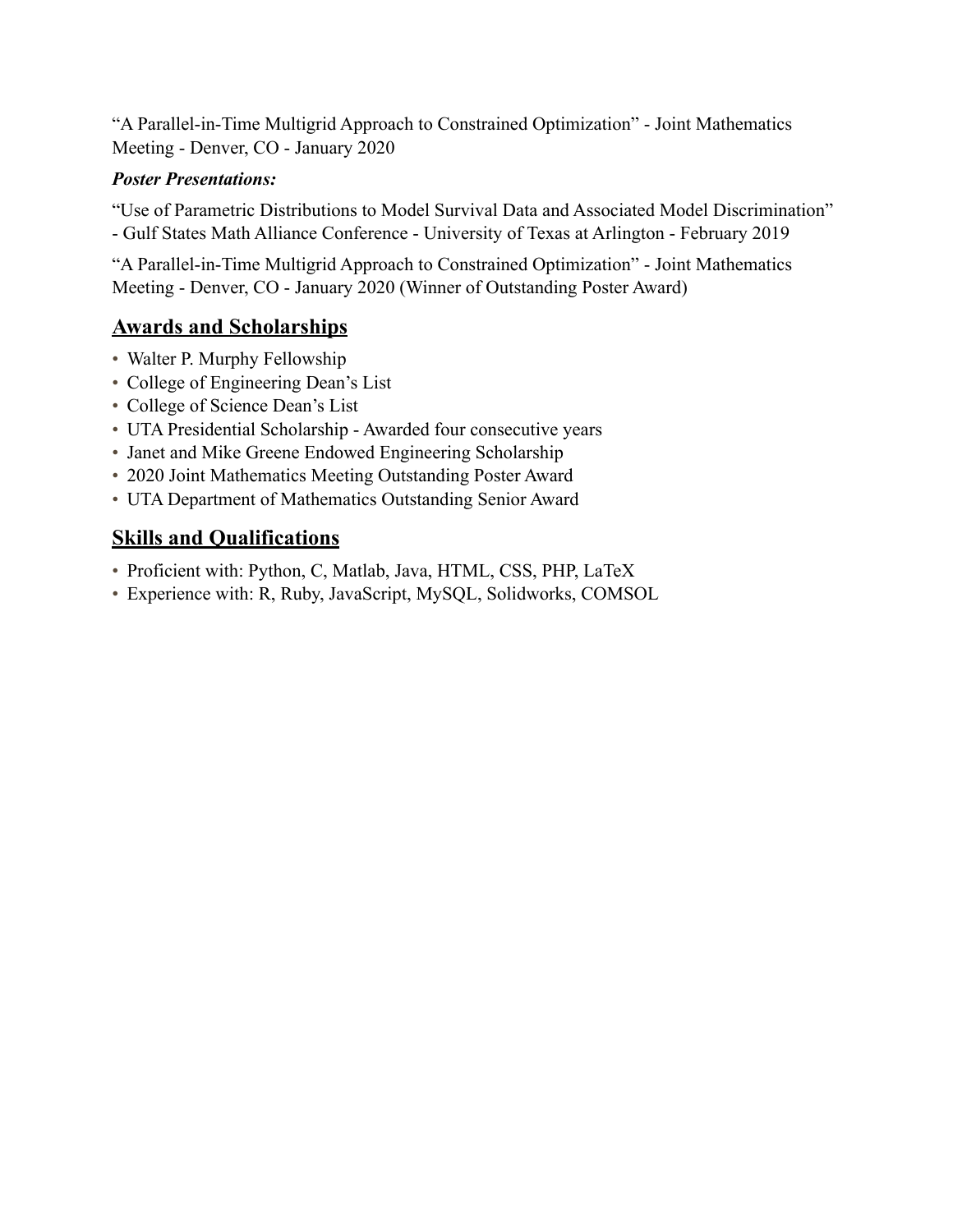"A Parallel-in-Time Multigrid Approach to Constrained Optimization" - Joint Mathematics Meeting - Denver, CO - January 2020

***Poster Presentations:***

"Use of Parametric Distributions to Model Survival Data and Associated Model Discrimination" - Gulf States Math Alliance Conference - University of Texas at Arlington - February 2019

"A Parallel-in-Time Multigrid Approach to Constrained Optimization" - Joint Mathematics Meeting - Denver, CO - January 2020 (Winner of Outstanding Poster Award)

## Awards and Scholarships

- Walter P. Murphy Fellowship
- College of Engineering Dean's List
- College of Science Dean's List
- UTA Presidential Scholarship - Awarded four consecutive years
- Janet and Mike Greene Endowed Engineering Scholarship
- 2020 Joint Mathematics Meeting Outstanding Poster Award
- UTA Department of Mathematics Outstanding Senior Award

## Skills and Qualifications

- Proficient with: Python, C, Matlab, Java, HTML, CSS, PHP, LaTeX
- Experience with: R, Ruby, JavaScript, MySQL, Solidworks, COMSOL